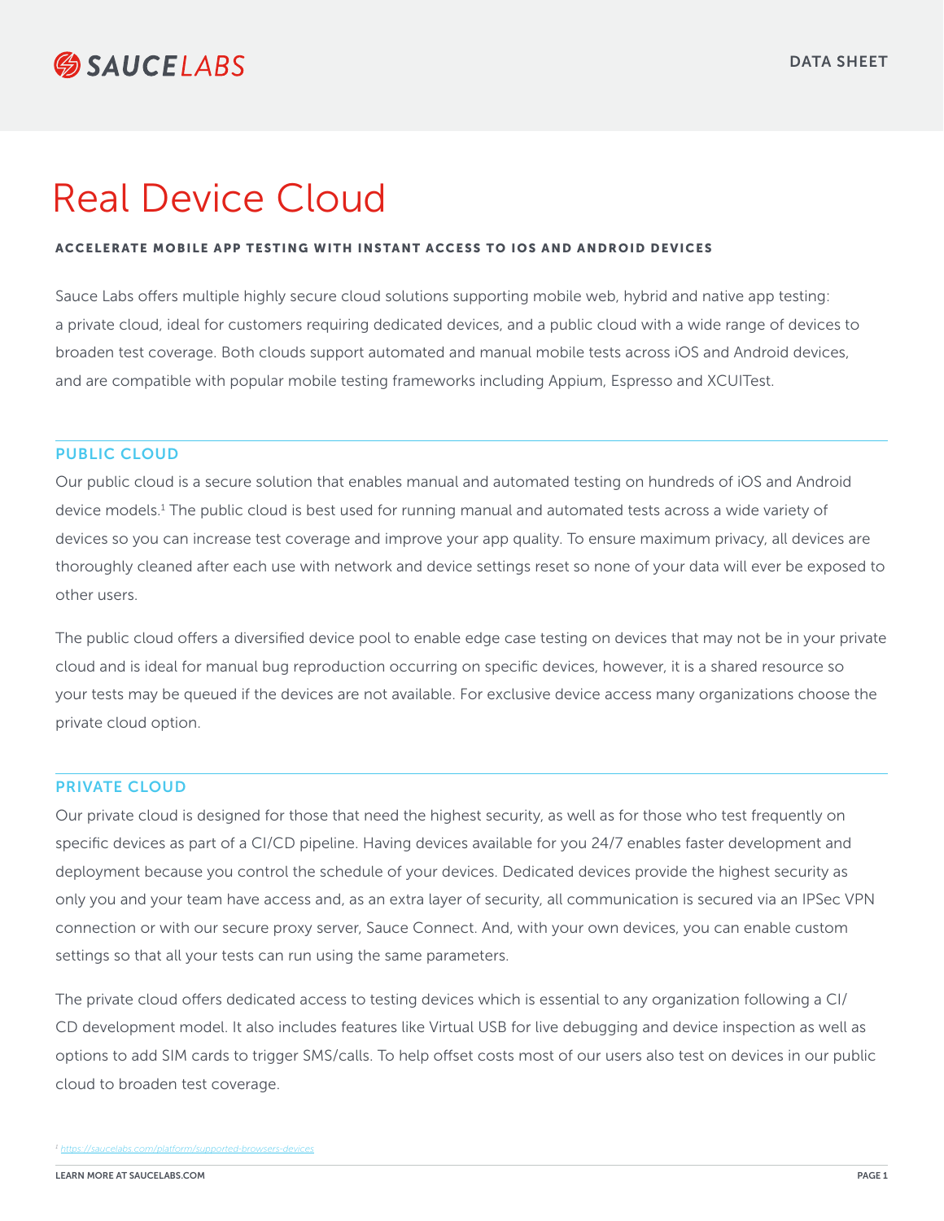# Real Device Cloud

**ACCELERATE MOBILE APP TESTING WITH INSTANT ACCESS TO IOS AND ANDROID DEVICES**

Sauce Labs offers multiple highly secure cloud solutions supporting mobile web, hybrid and native app testing: a private cloud, ideal for customers requiring dedicated devices, and a public cloud with a wide range of devices to broaden test coverage. Both clouds support automated and manual mobile tests across iOS and Android devices, and are compatible with popular mobile testing frameworks including Appium, Espresso and XCUITest.

## PUBLIC CLOUD

Our public cloud is a secure solution that enables manual and automated testing on hundreds of iOS and Android device models.[1] The public cloud is best used for running manual and automated tests across a wide variety of devices so you can increase test coverage and improve your app quality. To ensure maximum privacy, all devices are thoroughly cleaned after each use with network and device settings reset so none of your data will ever be exposed to other users.

The public cloud offers a diversified device pool to enable edge case testing on devices that may not be in your private cloud and is ideal for manual bug reproduction occurring on specific devices, however, it is a shared resource so your tests may be queued if the devices are not available. For exclusive device access many organizations choose the private cloud option.

## PRIVATE CLOUD

Our private cloud is designed for those that need the highest security, as well as for those who test frequently on specific devices as part of a CI/CD pipeline. Having devices available for you 24/7 enables faster development and deployment because you control the schedule of your devices. Dedicated devices provide the highest security as only you and your team have access and, as an extra layer of security, all communication is secured via an IPSec VPN connection or with our secure proxy server, Sauce Connect. And, with your own devices, you can enable custom settings so that all your tests can run using the same parameters.

The private cloud offers dedicated access to testing devices which is essential to any organization following a CI/CD development model. It also includes features like Virtual USB for live debugging and device inspection as well as options to add SIM cards to trigger SMS/calls. To help offset costs most of our users also test on devices in our public cloud to broaden test coverage.

[1] https://saucelabs.com/platform/supported-browsers-devices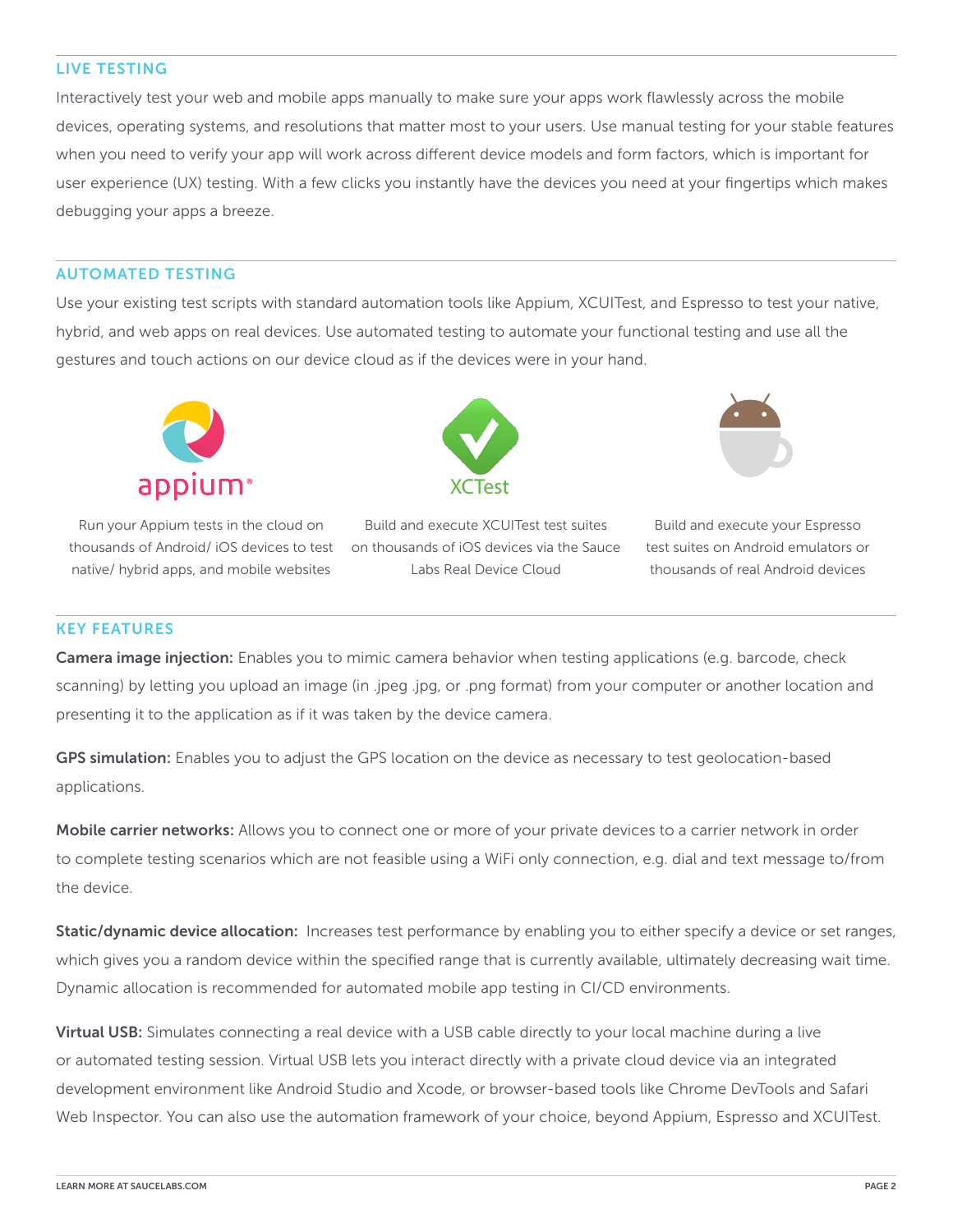## LIVE TESTING

Interactively test your web and mobile apps manually to make sure your apps work flawlessly across the mobile devices, operating systems, and resolutions that matter most to your users. Use manual testing for your stable features when you need to verify your app will work across different device models and form factors, which is important for user experience (UX) testing. With a few clicks you instantly have the devices you need at your fingertips which makes debugging your apps a breeze.

## AUTOMATED TESTING

Use your existing test scripts with standard automation tools like Appium, XCUITest, and Espresso to test your native, hybrid, and web apps on real devices. Use automated testing to automate your functional testing and use all the gestures and touch actions on our device cloud as if the devices were in your hand.

Run your Appium tests in the cloud on thousands of Android/ iOS devices to test native/ hybrid apps, and mobile websites

Build and execute XCUITest test suites on thousands of iOS devices via the Sauce Labs Real Device Cloud

Build and execute your Espresso test suites on Android emulators or thousands of real Android devices

## KEY FEATURES

**Camera image injection:** Enables you to mimic camera behavior when testing applications (e.g. barcode, check scanning) by letting you upload an image (in .jpeg .jpg, or .png format) from your computer or another location and presenting it to the application as if it was taken by the device camera.

**GPS simulation:** Enables you to adjust the GPS location on the device as necessary to test geolocation-based applications.

**Mobile carrier networks:** Allows you to connect one or more of your private devices to a carrier network in order to complete testing scenarios which are not feasible using a WiFi only connection, e.g. dial and text message to/from the device.

**Static/dynamic device allocation:** Increases test performance by enabling you to either specify a device or set ranges, which gives you a random device within the specified range that is currently available, ultimately decreasing wait time. Dynamic allocation is recommended for automated mobile app testing in CI/CD environments.

**Virtual USB:** Simulates connecting a real device with a USB cable directly to your local machine during a live or automated testing session. Virtual USB lets you interact directly with a private cloud device via an integrated development environment like Android Studio and Xcode, or browser-based tools like Chrome DevTools and Safari Web Inspector. You can also use the automation framework of your choice, beyond Appium, Espresso and XCUITest.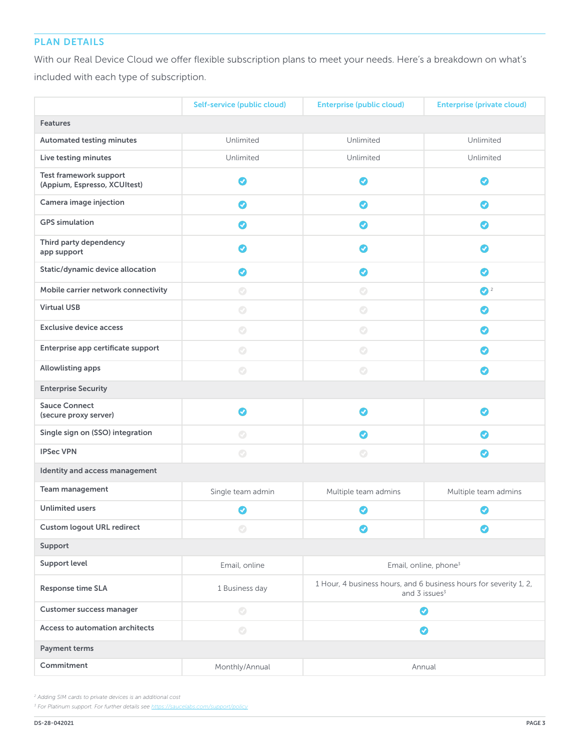## PLAN DETAILS

With our Real Device Cloud we offer flexible subscription plans to meet your needs. Here's a breakdown on what's included with each type of subscription.

| | Self-service (public cloud) | Enterprise (public cloud) | Enterprise (private cloud) |
|---|---|---|---|
| **Features** | | | |
| **Automated testing minutes** | Unlimited | Unlimited | Unlimited |
| **Live testing minutes** | Unlimited | Unlimited | Unlimited |
| **Test framework support (Appium, Espresso, XCUItest)** | ✓ | ✓ | ✓ |
| **Camera image injection** | ✓ | ✓ | ✓ |
| **GPS simulation** | ✓ | ✓ | ✓ |
| **Third party dependency app support** | ✓ | ✓ | ✓ |
| **Static/dynamic device allocation** | ✓ | ✓ | ✓ |
| **Mobile carrier network connectivity** | | | ✓ [2] |
| **Virtual USB** | | | ✓ |
| **Exclusive device access** | | | ✓ |
| **Enterprise app certificate support** | | | ✓ |
| **Allowlisting apps** | | | ✓ |
| **Enterprise Security** | | | |
| **Sauce Connect (secure proxy server)** | ✓ | ✓ | ✓ |
| **Single sign on (SSO) integration** | | ✓ | ✓ |
| **IPSec VPN** | | | ✓ |
| **Identity and access management** | | | |
| **Team management** | Single team admin | Multiple team admins | Multiple team admins |
| **Unlimited users** | ✓ | ✓ | ✓ |
| **Custom logout URL redirect** | | ✓ | ✓ |
| **Support** | | | |
| **Support level** | Email, online | Email, online, phone[3] | |
| **Response time SLA** | 1 Business day | 1 Hour, 4 business hours, and 6 business hours for severity 1, 2, and 3 issues[3] | |
| **Customer success manager** | | ✓ | |
| **Access to automation architects** | | ✓ | |
| **Payment terms** | | | |
| **Commitment** | Monthly/Annual | Annual | |

*[2] Adding SIM cards to private devices is an additional cost*

*[3] For Platinum support. For further details see https://saucelabs.com/support/policy*

DS-28-042021